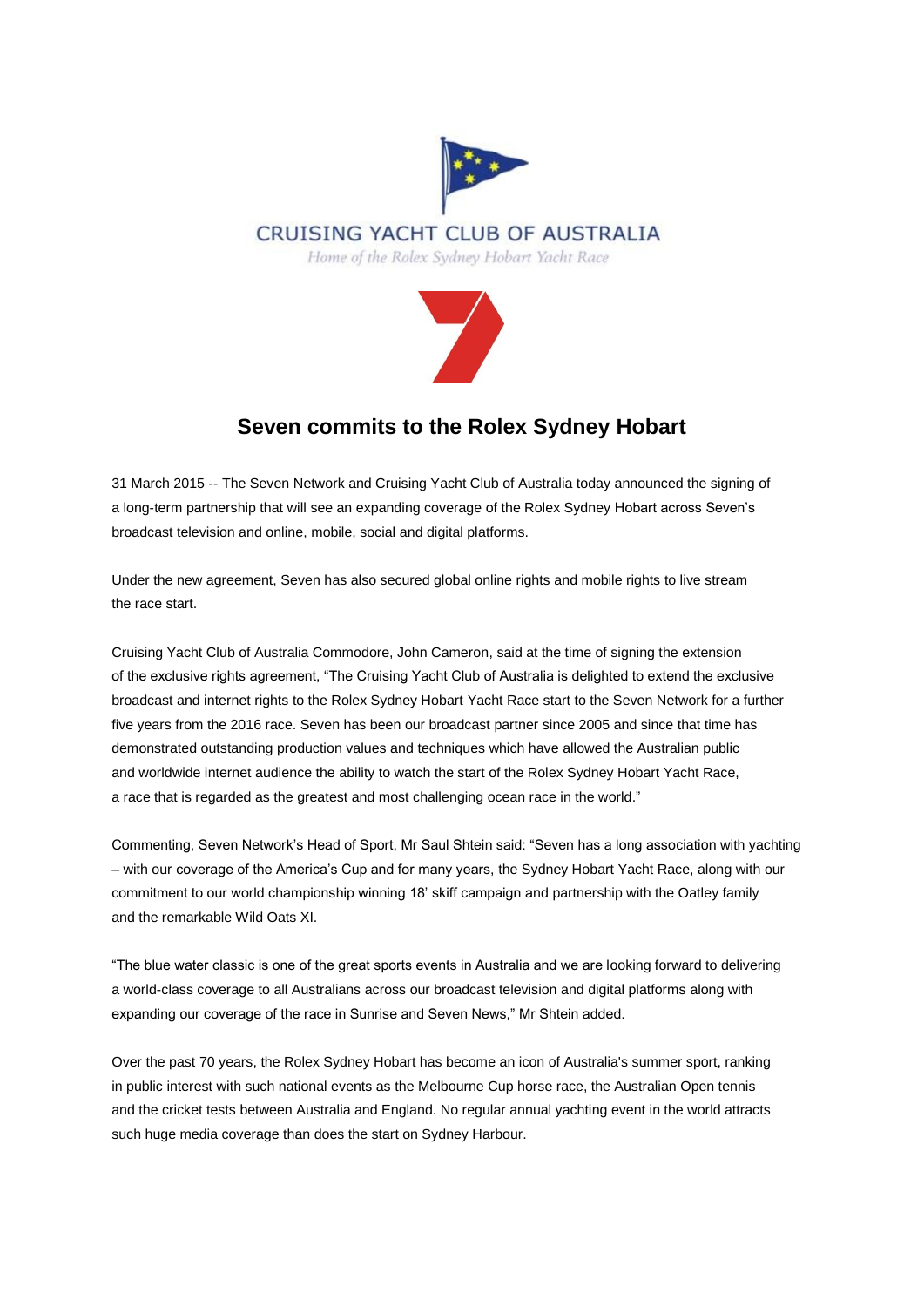CRUISING YACHT CLUB OF AUSTRALIA

*Home of the Rolex Sydney Hobart Yacht Race*

# Seven commits to the Rolex Sydney Hobart

31 March 2015 -- The Seven Network and Cruising Yacht Club of Australia today announced the signing of a long-term partnership that will see an expanding coverage of the Rolex Sydney Hobart across Seven's broadcast television and online, mobile, social and digital platforms.

Under the new agreement, Seven has also secured global online rights and mobile rights to live stream the race start.

Cruising Yacht Club of Australia Commodore, John Cameron, said at the time of signing the extension of the exclusive rights agreement, "The Cruising Yacht Club of Australia is delighted to extend the exclusive broadcast and internet rights to the Rolex Sydney Hobart Yacht Race start to the Seven Network for a further five years from the 2016 race. Seven has been our broadcast partner since 2005 and since that time has demonstrated outstanding production values and techniques which have allowed the Australian public and worldwide internet audience the ability to watch the start of the Rolex Sydney Hobart Yacht Race, a race that is regarded as the greatest and most challenging ocean race in the world."

Commenting, Seven Network's Head of Sport, Mr Saul Shtein said: "Seven has a long association with yachting – with our coverage of the America's Cup and for many years, the Sydney Hobart Yacht Race, along with our commitment to our world championship winning 18' skiff campaign and partnership with the Oatley family and the remarkable Wild Oats XI.

"The blue water classic is one of the great sports events in Australia and we are looking forward to delivering a world-class coverage to all Australians across our broadcast television and digital platforms along with expanding our coverage of the race in Sunrise and Seven News," Mr Shtein added.

Over the past 70 years, the Rolex Sydney Hobart has become an icon of Australia's summer sport, ranking in public interest with such national events as the Melbourne Cup horse race, the Australian Open tennis and the cricket tests between Australia and England. No regular annual yachting event in the world attracts such huge media coverage than does the start on Sydney Harbour.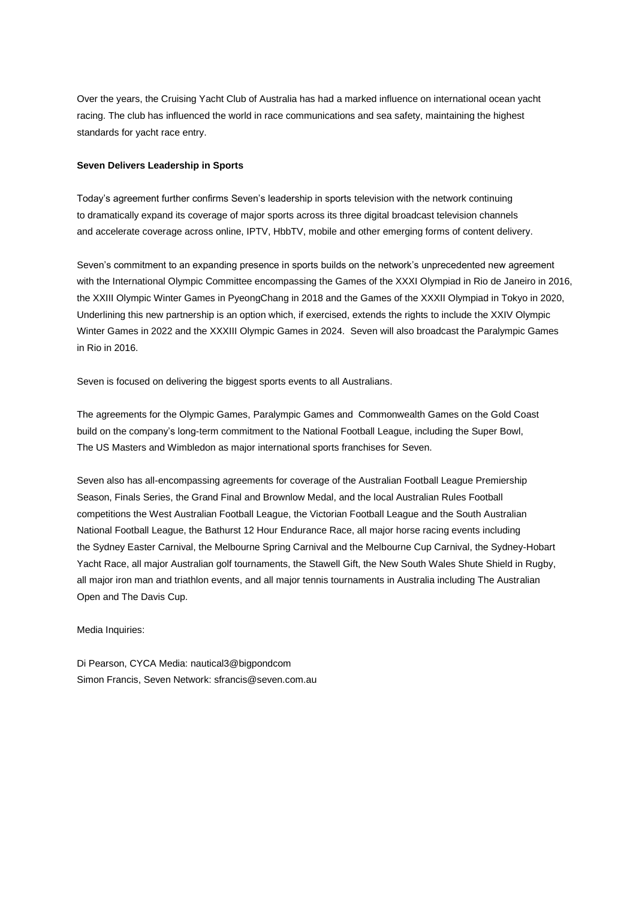Over the years, the Cruising Yacht Club of Australia has had a marked influence on international ocean yacht racing. The club has influenced the world in race communications and sea safety, maintaining the highest standards for yacht race entry.

**Seven Delivers Leadership in Sports**

Today's agreement further confirms Seven's leadership in sports television with the network continuing to dramatically expand its coverage of major sports across its three digital broadcast television channels and accelerate coverage across online, IPTV, HbbTV, mobile and other emerging forms of content delivery.

Seven's commitment to an expanding presence in sports builds on the network's unprecedented new agreement with the International Olympic Committee encompassing the Games of the XXXI Olympiad in Rio de Janeiro in 2016, the XXIII Olympic Winter Games in PyeongChang in 2018 and the Games of the XXXII Olympiad in Tokyo in 2020, Underlining this new partnership is an option which, if exercised, extends the rights to include the XXIV Olympic Winter Games in 2022 and the XXXIII Olympic Games in 2024. Seven will also broadcast the Paralympic Games in Rio in 2016.

Seven is focused on delivering the biggest sports events to all Australians.

The agreements for the Olympic Games, Paralympic Games and Commonwealth Games on the Gold Coast build on the company's long-term commitment to the National Football League, including the Super Bowl, The US Masters and Wimbledon as major international sports franchises for Seven.

Seven also has all-encompassing agreements for coverage of the Australian Football League Premiership Season, Finals Series, the Grand Final and Brownlow Medal, and the local Australian Rules Football competitions the West Australian Football League, the Victorian Football League and the South Australian National Football League, the Bathurst 12 Hour Endurance Race, all major horse racing events including the Sydney Easter Carnival, the Melbourne Spring Carnival and the Melbourne Cup Carnival, the Sydney-Hobart Yacht Race, all major Australian golf tournaments, the Stawell Gift, the New South Wales Shute Shield in Rugby, all major iron man and triathlon events, and all major tennis tournaments in Australia including The Australian Open and The Davis Cup.

Media Inquiries:

Di Pearson, CYCA Media: nautical3@bigpondcom
Simon Francis, Seven Network: sfrancis@seven.com.au